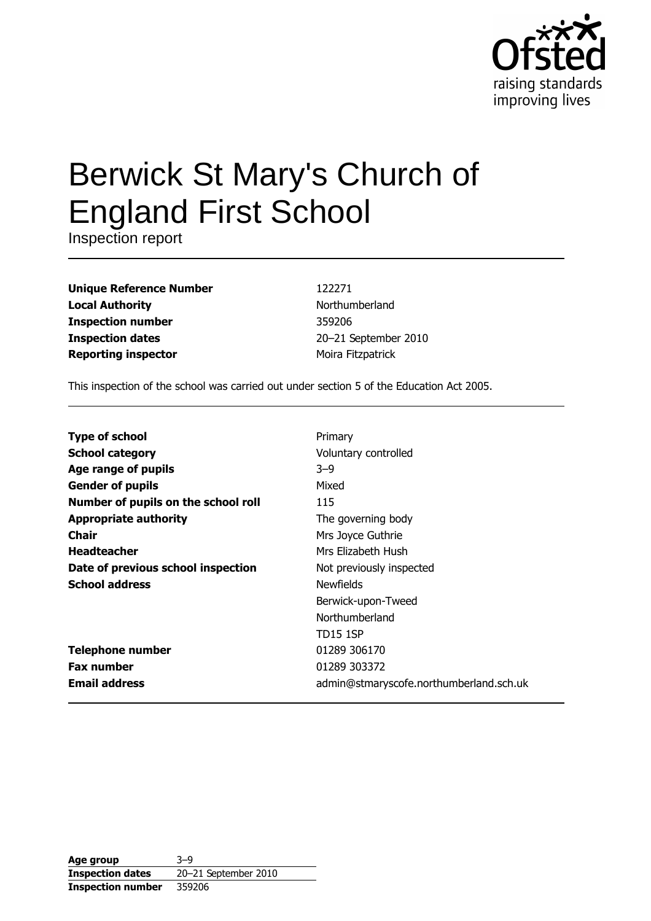# Berwick St Mary's Church of England First School

Inspection report

| | |
|---|---|
| **Unique Reference Number** | 122271 |
| **Local Authority** | Northumberland |
| **Inspection number** | 359206 |
| **Inspection dates** | 20–21 September 2010 |
| **Reporting inspector** | Moira Fitzpatrick |

This inspection of the school was carried out under section 5 of the Education Act 2005.

| | |
|---|---|
| **Type of school** | Primary |
| **School category** | Voluntary controlled |
| **Age range of pupils** | 3–9 |
| **Gender of pupils** | Mixed |
| **Number of pupils on the school roll** | 115 |
| **Appropriate authority** | The governing body |
| **Chair** | Mrs Joyce Guthrie |
| **Headteacher** | Mrs Elizabeth Hush |
| **Date of previous school inspection** | Not previously inspected |
| **School address** | Newfields<br>Berwick-upon-Tweed<br>Northumberland<br>TD15 1SP |
| **Telephone number** | 01289 306170 |
| **Fax number** | 01289 303372 |
| **Email address** | admin@stmaryscofe.northumberland.sch.uk |

| | |
|---|---|
| **Age group** | 3–9 |
| **Inspection dates** | 20–21 September 2010 |
| **Inspection number** | 359206 |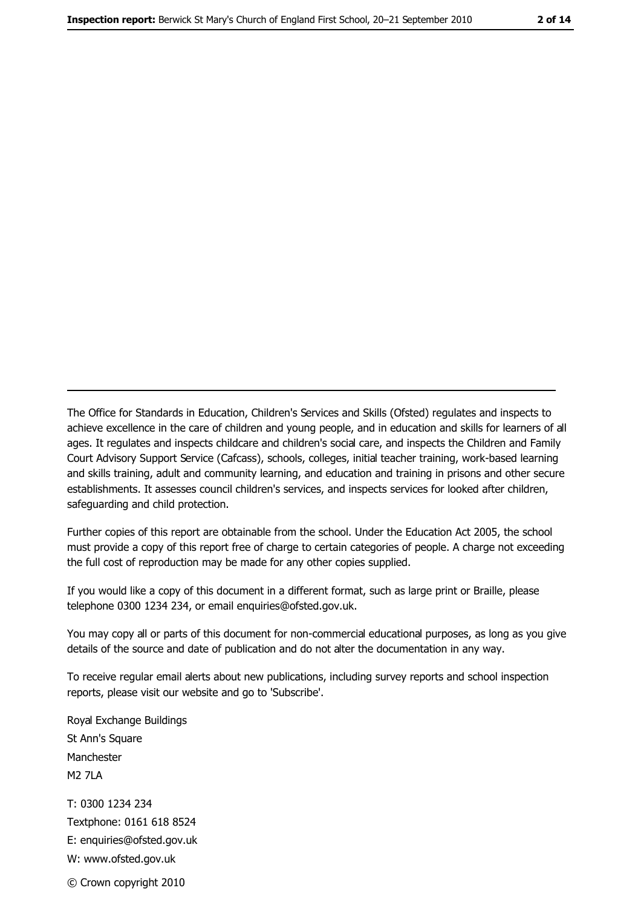---

The Office for Standards in Education, Children's Services and Skills (Ofsted) regulates and inspects to achieve excellence in the care of children and young people, and in education and skills for learners of all ages. It regulates and inspects childcare and children's social care, and inspects the Children and Family Court Advisory Support Service (Cafcass), schools, colleges, initial teacher training, work-based learning and skills training, adult and community learning, and education and training in prisons and other secure establishments. It assesses council children's services, and inspects services for looked after children, safeguarding and child protection.

Further copies of this report are obtainable from the school. Under the Education Act 2005, the school must provide a copy of this report free of charge to certain categories of people. A charge not exceeding the full cost of reproduction may be made for any other copies supplied.

If you would like a copy of this document in a different format, such as large print or Braille, please telephone 0300 1234 234, or email enquiries@ofsted.gov.uk.

You may copy all or parts of this document for non-commercial educational purposes, as long as you give details of the source and date of publication and do not alter the documentation in any way.

To receive regular email alerts about new publications, including survey reports and school inspection reports, please visit our website and go to 'Subscribe'.

Royal Exchange Buildings
St Ann's Square
Manchester
M2 7LA

T: 0300 1234 234
Textphone: 0161 618 8524
E: enquiries@ofsted.gov.uk
W: www.ofsted.gov.uk

© Crown copyright 2010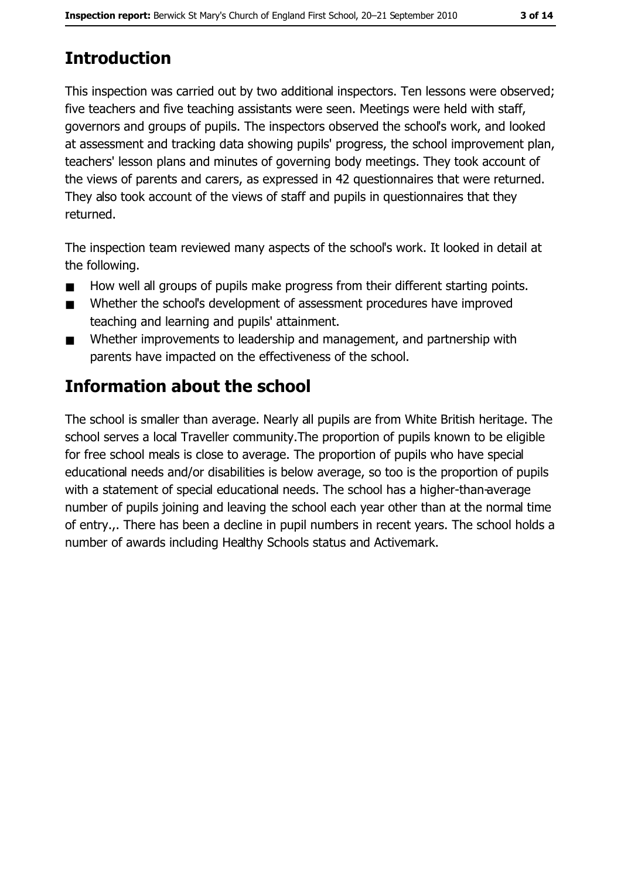## Introduction

This inspection was carried out by two additional inspectors. Ten lessons were observed; five teachers and five teaching assistants were seen. Meetings were held with staff, governors and groups of pupils. The inspectors observed the school's work, and looked at assessment and tracking data showing pupils' progress, the school improvement plan, teachers' lesson plans and minutes of governing body meetings. They took account of the views of parents and carers, as expressed in 42 questionnaires that were returned. They also took account of the views of staff and pupils in questionnaires that they returned.

The inspection team reviewed many aspects of the school's work. It looked in detail at the following.

- How well all groups of pupils make progress from their different starting points.
- Whether the school's development of assessment procedures have improved teaching and learning and pupils' attainment.
- Whether improvements to leadership and management, and partnership with parents have impacted on the effectiveness of the school.

## Information about the school

The school is smaller than average. Nearly all pupils are from White British heritage. The school serves a local Traveller community.The proportion of pupils known to be eligible for free school meals is close to average. The proportion of pupils who have special educational needs and/or disabilities is below average, so too is the proportion of pupils with a statement of special educational needs. The school has a higher-than-average number of pupils joining and leaving the school each year other than at the normal time of entry.,. There has been a decline in pupil numbers in recent years. The school holds a number of awards including Healthy Schools status and Activemark.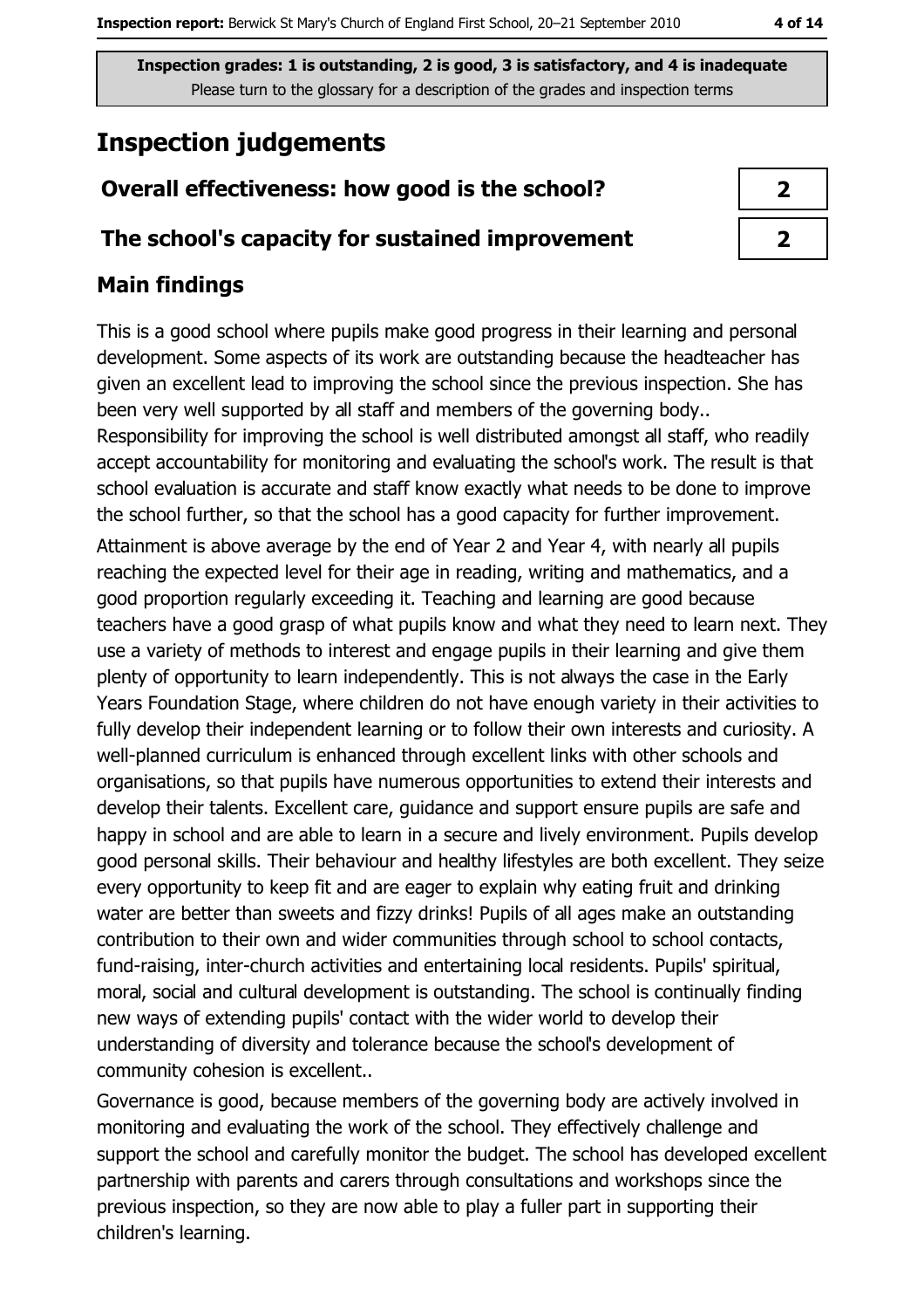**Inspection grades: 1 is outstanding, 2 is good, 3 is satisfactory, and 4 is inadequate**
Please turn to the glossary for a description of the grades and inspection terms

## Inspection judgements

| | |
|---|---|
| **Overall effectiveness: how good is the school?** | **2** |
| **The school's capacity for sustained improvement** | **2** |

### Main findings

This is a good school where pupils make good progress in their learning and personal development. Some aspects of its work are outstanding because the headteacher has given an excellent lead to improving the school since the previous inspection. She has been very well supported by all staff and members of the governing body.. Responsibility for improving the school is well distributed amongst all staff, who readily accept accountability for monitoring and evaluating the school's work. The result is that school evaluation is accurate and staff know exactly what needs to be done to improve the school further, so that the school has a good capacity for further improvement.

Attainment is above average by the end of Year 2 and Year 4, with nearly all pupils reaching the expected level for their age in reading, writing and mathematics, and a good proportion regularly exceeding it. Teaching and learning are good because teachers have a good grasp of what pupils know and what they need to learn next. They use a variety of methods to interest and engage pupils in their learning and give them plenty of opportunity to learn independently. This is not always the case in the Early Years Foundation Stage, where children do not have enough variety in their activities to fully develop their independent learning or to follow their own interests and curiosity. A well-planned curriculum is enhanced through excellent links with other schools and organisations, so that pupils have numerous opportunities to extend their interests and develop their talents. Excellent care, guidance and support ensure pupils are safe and happy in school and are able to learn in a secure and lively environment. Pupils develop good personal skills. Their behaviour and healthy lifestyles are both excellent. They seize every opportunity to keep fit and are eager to explain why eating fruit and drinking water are better than sweets and fizzy drinks! Pupils of all ages make an outstanding contribution to their own and wider communities through school to school contacts, fund-raising, inter-church activities and entertaining local residents. Pupils' spiritual, moral, social and cultural development is outstanding. The school is continually finding new ways of extending pupils' contact with the wider world to develop their understanding of diversity and tolerance because the school's development of community cohesion is excellent..

Governance is good, because members of the governing body are actively involved in monitoring and evaluating the work of the school. They effectively challenge and support the school and carefully monitor the budget. The school has developed excellent partnership with parents and carers through consultations and workshops since the previous inspection, so they are now able to play a fuller part in supporting their children's learning.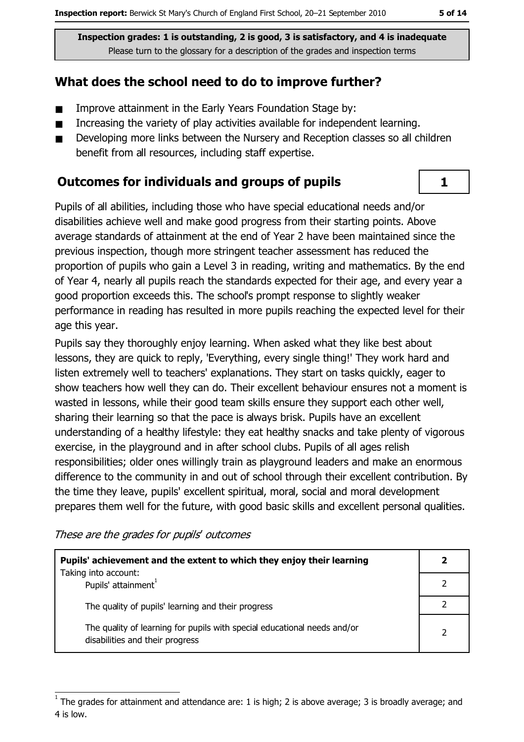**Inspection grades: 1 is outstanding, 2 is good, 3 is satisfactory, and 4 is inadequate**
Please turn to the glossary for a description of the grades and inspection terms

## What does the school need to do to improve further?

- Improve attainment in the Early Years Foundation Stage by:
- Increasing the variety of play activities available for independent learning.
- Developing more links between the Nursery and Reception classes so all children benefit from all resources, including staff expertise.

## Outcomes for individuals and groups of pupils

**1**

Pupils of all abilities, including those who have special educational needs and/or disabilities achieve well and make good progress from their starting points. Above average standards of attainment at the end of Year 2 have been maintained since the previous inspection, though more stringent teacher assessment has reduced the proportion of pupils who gain a Level 3 in reading, writing and mathematics. By the end of Year 4, nearly all pupils reach the standards expected for their age, and every year a good proportion exceeds this. The school's prompt response to slightly weaker performance in reading has resulted in more pupils reaching the expected level for their age this year.

Pupils say they thoroughly enjoy learning. When asked what they like best about lessons, they are quick to reply, 'Everything, every single thing!' They work hard and listen extremely well to teachers' explanations. They start on tasks quickly, eager to show teachers how well they can do. Their excellent behaviour ensures not a moment is wasted in lessons, while their good team skills ensure they support each other well, sharing their learning so that the pace is always brisk. Pupils have an excellent understanding of a healthy lifestyle: they eat healthy snacks and take plenty of vigorous exercise, in the playground and in after school clubs. Pupils of all ages relish responsibilities; older ones willingly train as playground leaders and make an enormous difference to the community in and out of school through their excellent contribution. By the time they leave, pupils' excellent spiritual, moral, social and moral development prepares them well for the future, with good basic skills and excellent personal qualities.

*These are the grades for pupils' outcomes*

| | |
|---|---|
| **Pupils' achievement and the extent to which they enjoy their learning** | **2** |
| Taking into account: Pupils' attainment[1] | 2 |
| The quality of pupils' learning and their progress | 2 |
| The quality of learning for pupils with special educational needs and/or disabilities and their progress | 2 |

[1] The grades for attainment and attendance are: 1 is high; 2 is above average; 3 is broadly average; and 4 is low.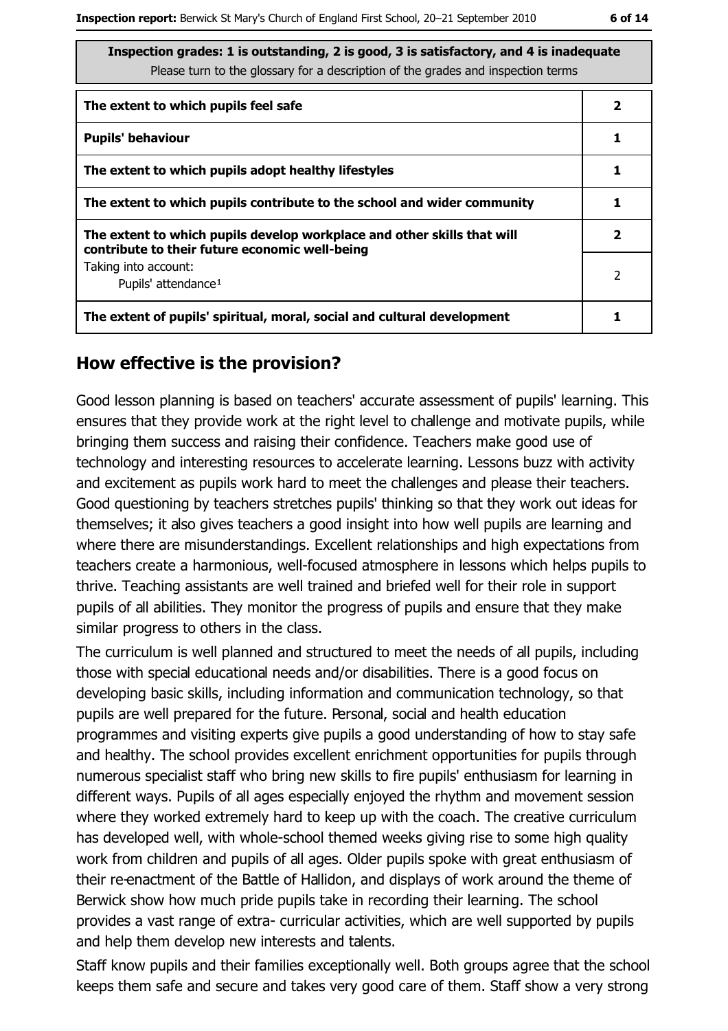| Inspection grades: 1 is outstanding, 2 is good, 3 is satisfactory, and 4 is inadequate<br>Please turn to the glossary for a description of the grades and inspection terms | |
|---|---|
| **The extent to which pupils feel safe** | **2** |
| **Pupils' behaviour** | **1** |
| **The extent to which pupils adopt healthy lifestyles** | **1** |
| **The extent to which pupils contribute to the school and wider community** | **1** |
| **The extent to which pupils develop workplace and other skills that will contribute to their future economic well-being** | **2** |
| Taking into account:<br>Pupils' attendance[1] | 2 |
| **The extent of pupils' spiritual, moral, social and cultural development** | **1** |

## How effective is the provision?

Good lesson planning is based on teachers' accurate assessment of pupils' learning. This ensures that they provide work at the right level to challenge and motivate pupils, while bringing them success and raising their confidence. Teachers make good use of technology and interesting resources to accelerate learning. Lessons buzz with activity and excitement as pupils work hard to meet the challenges and please their teachers. Good questioning by teachers stretches pupils' thinking so that they work out ideas for themselves; it also gives teachers a good insight into how well pupils are learning and where there are misunderstandings. Excellent relationships and high expectations from teachers create a harmonious, well-focused atmosphere in lessons which helps pupils to thrive. Teaching assistants are well trained and briefed well for their role in support pupils of all abilities. They monitor the progress of pupils and ensure that they make similar progress to others in the class.

The curriculum is well planned and structured to meet the needs of all pupils, including those with special educational needs and/or disabilities. There is a good focus on developing basic skills, including information and communication technology, so that pupils are well prepared for the future. Personal, social and health education programmes and visiting experts give pupils a good understanding of how to stay safe and healthy. The school provides excellent enrichment opportunities for pupils through numerous specialist staff who bring new skills to fire pupils' enthusiasm for learning in different ways. Pupils of all ages especially enjoyed the rhythm and movement session where they worked extremely hard to keep up with the coach. The creative curriculum has developed well, with whole-school themed weeks giving rise to some high quality work from children and pupils of all ages. Older pupils spoke with great enthusiasm of their re-enactment of the Battle of Hallidon, and displays of work around the theme of Berwick show how much pride pupils take in recording their learning. The school provides a vast range of extra- curricular activities, which are well supported by pupils and help them develop new interests and talents.

Staff know pupils and their families exceptionally well. Both groups agree that the school keeps them safe and secure and takes very good care of them. Staff show a very strong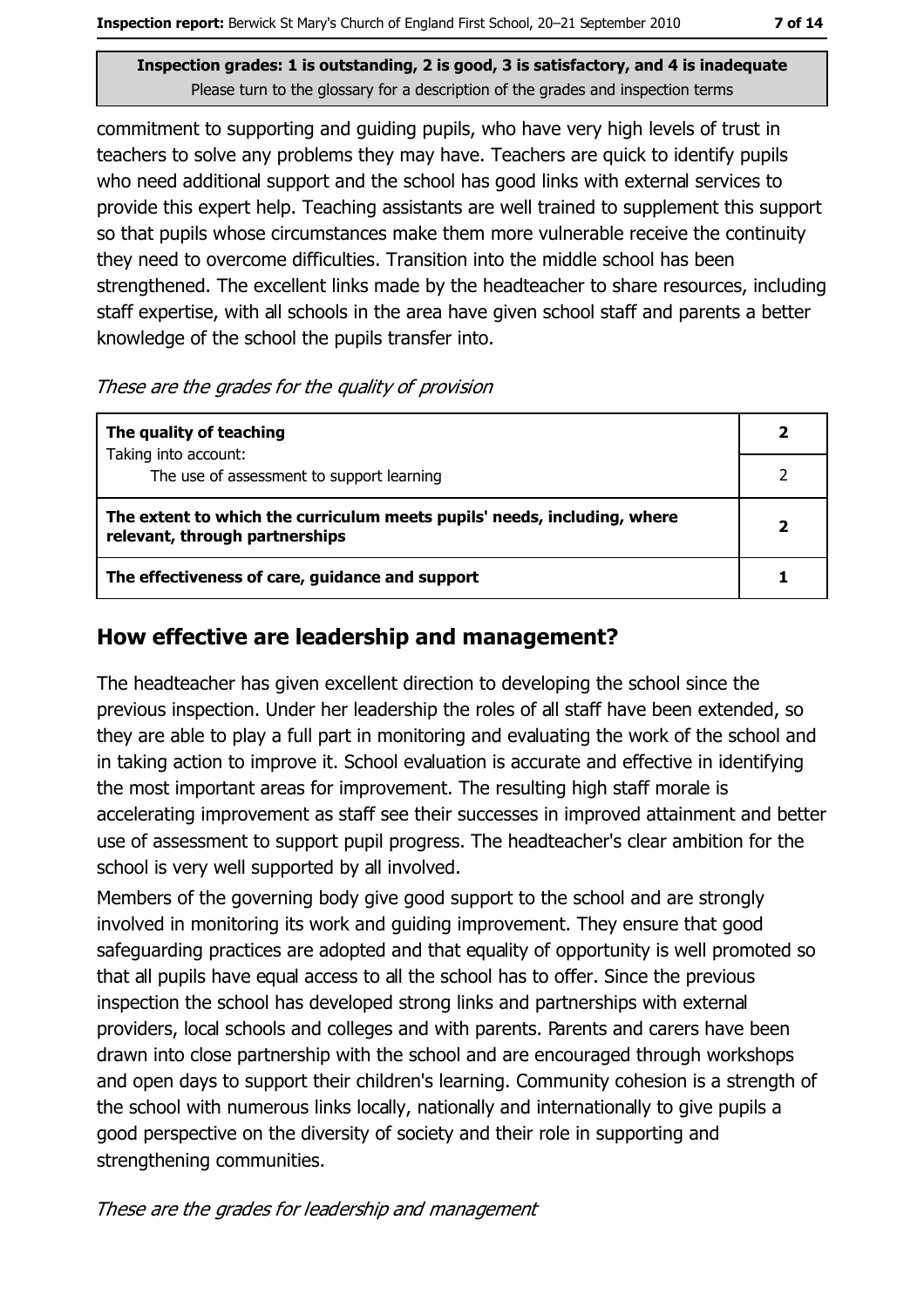Inspection grades: 1 is outstanding, 2 is good, 3 is satisfactory, and 4 is inadequate
Please turn to the glossary for a description of the grades and inspection terms

commitment to supporting and guiding pupils, who have very high levels of trust in teachers to solve any problems they may have. Teachers are quick to identify pupils who need additional support and the school has good links with external services to provide this expert help. Teaching assistants are well trained to supplement this support so that pupils whose circumstances make them more vulnerable receive the continuity they need to overcome difficulties. Transition into the middle school has been strengthened. The excellent links made by the headteacher to share resources, including staff expertise, with all schools in the area have given school staff and parents a better knowledge of the school the pupils transfer into.

*These are the grades for the quality of provision*

| | |
|---|---|
| **The quality of teaching** | **2** |
| Taking into account: The use of assessment to support learning | 2 |
| **The extent to which the curriculum meets pupils' needs, including, where relevant, through partnerships** | **2** |
| **The effectiveness of care, guidance and support** | **1** |

## How effective are leadership and management?

The headteacher has given excellent direction to developing the school since the previous inspection. Under her leadership the roles of all staff have been extended, so they are able to play a full part in monitoring and evaluating the work of the school and in taking action to improve it. School evaluation is accurate and effective in identifying the most important areas for improvement. The resulting high staff morale is accelerating improvement as staff see their successes in improved attainment and better use of assessment to support pupil progress. The headteacher's clear ambition for the school is very well supported by all involved.

Members of the governing body give good support to the school and are strongly involved in monitoring its work and guiding improvement. They ensure that good safeguarding practices are adopted and that equality of opportunity is well promoted so that all pupils have equal access to all the school has to offer. Since the previous inspection the school has developed strong links and partnerships with external providers, local schools and colleges and with parents. Parents and carers have been drawn into close partnership with the school and are encouraged through workshops and open days to support their children's learning. Community cohesion is a strength of the school with numerous links locally, nationally and internationally to give pupils a good perspective on the diversity of society and their role in supporting and strengthening communities.

*These are the grades for leadership and management*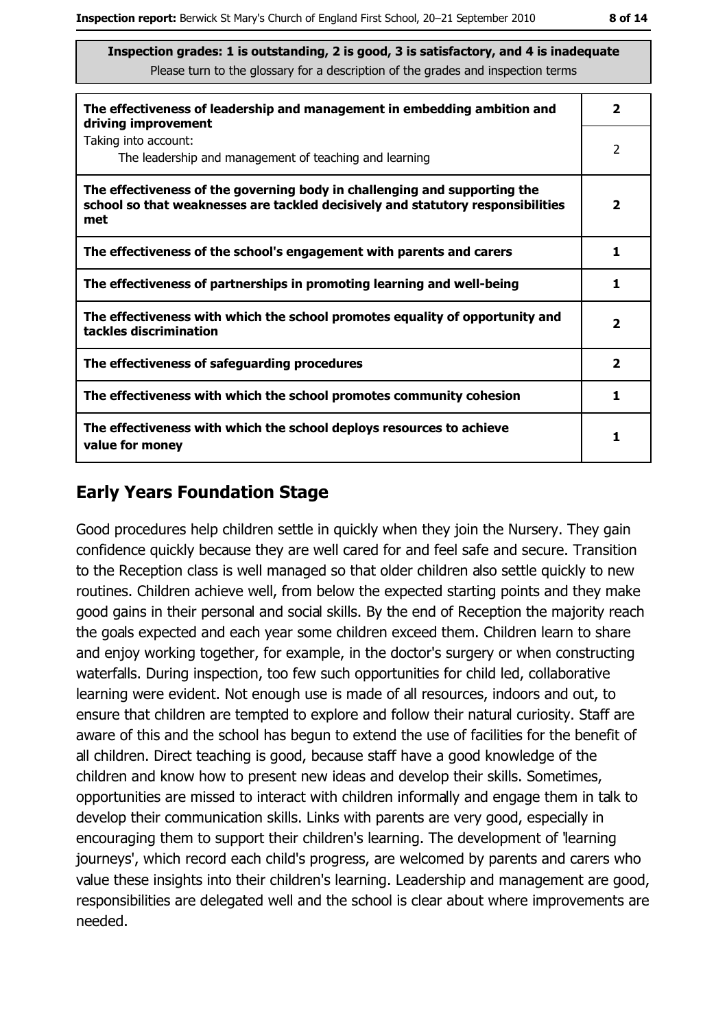**Inspection grades: 1 is outstanding, 2 is good, 3 is satisfactory, and 4 is inadequate**
Please turn to the glossary for a description of the grades and inspection terms

| | |
|---|---|
| **The effectiveness of leadership and management in embedding ambition and driving improvement** | **2** |
| Taking into account: The leadership and management of teaching and learning | 2 |
| **The effectiveness of the governing body in challenging and supporting the school so that weaknesses are tackled decisively and statutory responsibilities met** | **2** |
| **The effectiveness of the school's engagement with parents and carers** | **1** |
| **The effectiveness of partnerships in promoting learning and well-being** | **1** |
| **The effectiveness with which the school promotes equality of opportunity and tackles discrimination** | **2** |
| **The effectiveness of safeguarding procedures** | **2** |
| **The effectiveness with which the school promotes community cohesion** | **1** |
| **The effectiveness with which the school deploys resources to achieve value for money** | **1** |

## Early Years Foundation Stage

Good procedures help children settle in quickly when they join the Nursery. They gain confidence quickly because they are well cared for and feel safe and secure. Transition to the Reception class is well managed so that older children also settle quickly to new routines. Children achieve well, from below the expected starting points and they make good gains in their personal and social skills. By the end of Reception the majority reach the goals expected and each year some children exceed them. Children learn to share and enjoy working together, for example, in the doctor's surgery or when constructing waterfalls. During inspection, too few such opportunities for child led, collaborative learning were evident. Not enough use is made of all resources, indoors and out, to ensure that children are tempted to explore and follow their natural curiosity. Staff are aware of this and the school has begun to extend the use of facilities for the benefit of all children. Direct teaching is good, because staff have a good knowledge of the children and know how to present new ideas and develop their skills. Sometimes, opportunities are missed to interact with children informally and engage them in talk to develop their communication skills. Links with parents are very good, especially in encouraging them to support their children's learning. The development of 'learning journeys', which record each child's progress, are welcomed by parents and carers who value these insights into their children's learning. Leadership and management are good, responsibilities are delegated well and the school is clear about where improvements are needed.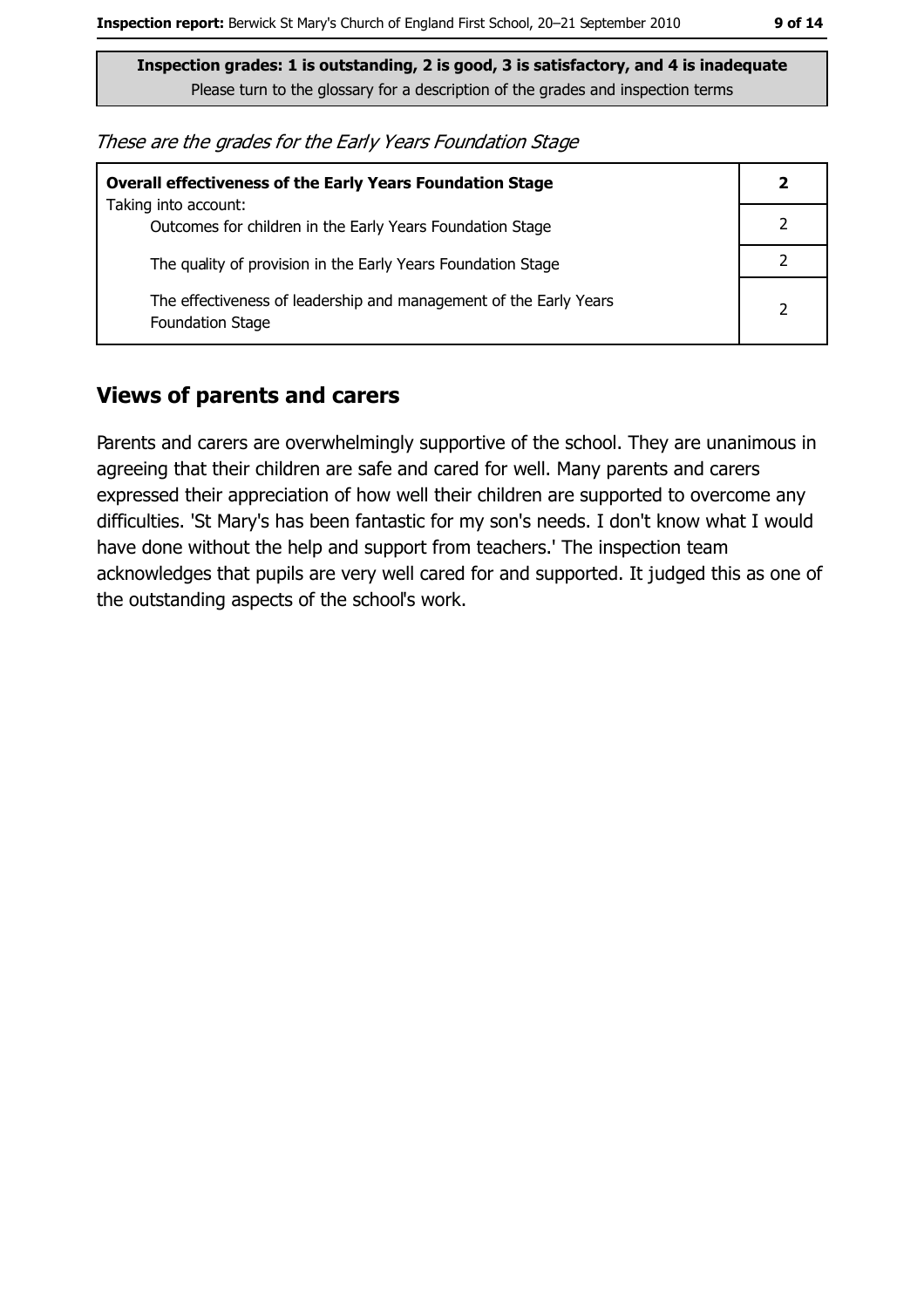**Inspection grades: 1 is outstanding, 2 is good, 3 is satisfactory, and 4 is inadequate**
Please turn to the glossary for a description of the grades and inspection terms

*These are the grades for the Early Years Foundation Stage*

| **Overall effectiveness of the Early Years Foundation Stage** | **2** |
|---|---|
| Taking into account: Outcomes for children in the Early Years Foundation Stage | 2 |
| The quality of provision in the Early Years Foundation Stage | 2 |
| The effectiveness of leadership and management of the Early Years Foundation Stage | 2 |

## Views of parents and carers

Parents and carers are overwhelmingly supportive of the school. They are unanimous in agreeing that their children are safe and cared for well. Many parents and carers expressed their appreciation of how well their children are supported to overcome any difficulties. 'St Mary's has been fantastic for my son's needs. I don't know what I would have done without the help and support from teachers.' The inspection team acknowledges that pupils are very well cared for and supported. It judged this as one of the outstanding aspects of the school's work.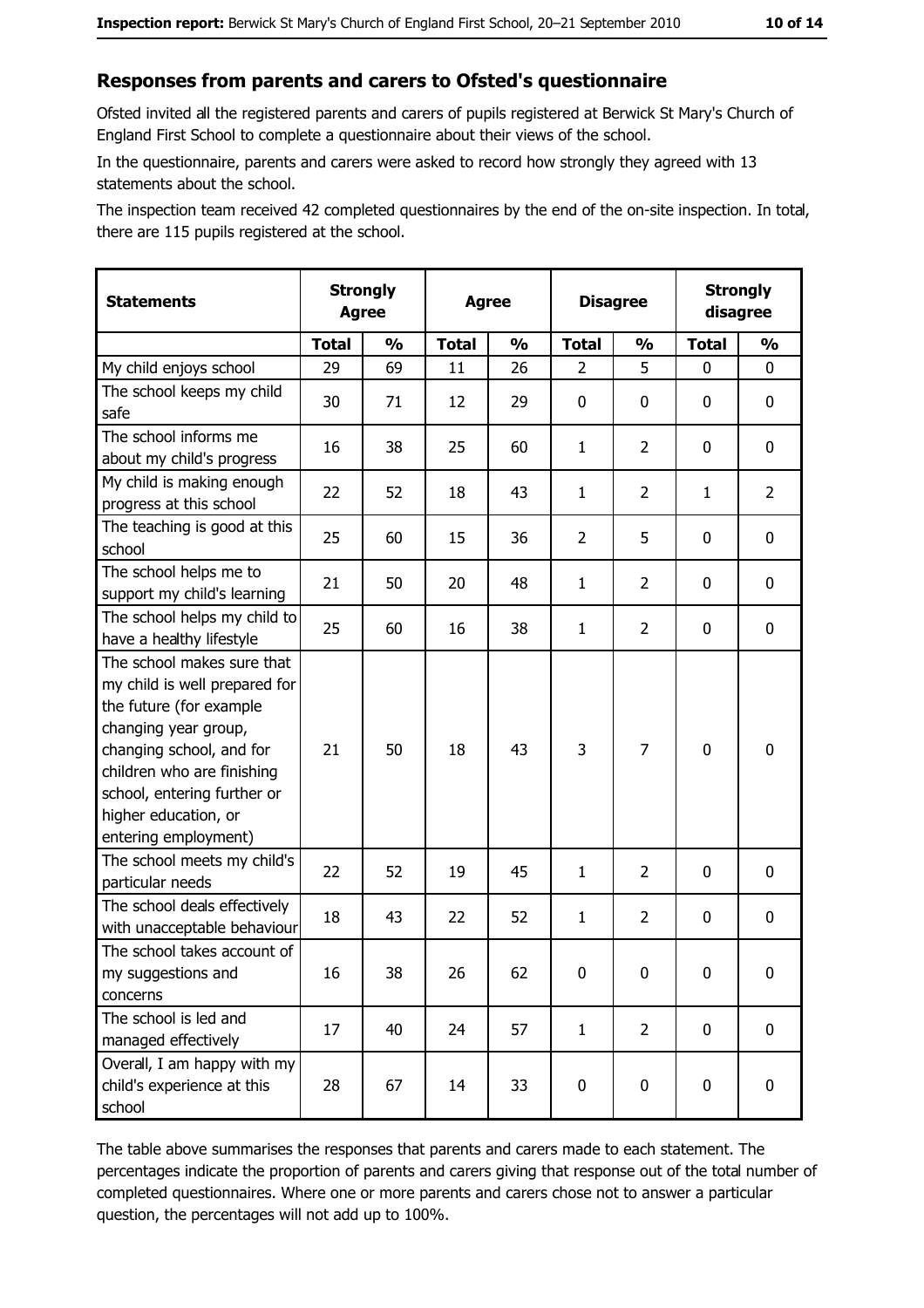## Responses from parents and carers to Ofsted's questionnaire

Ofsted invited all the registered parents and carers of pupils registered at Berwick St Mary's Church of England First School to complete a questionnaire about their views of the school.

In the questionnaire, parents and carers were asked to record how strongly they agreed with 13 statements about the school.

The inspection team received 42 completed questionnaires by the end of the on-site inspection. In total, there are 115 pupils registered at the school.

| Statements | Strongly Agree | | Agree | | Disagree | | Strongly disagree | |
|---|---|---|---|---|---|---|---|---|
| | Total | % | Total | % | Total | % | Total | % |
| My child enjoys school | 29 | 69 | 11 | 26 | 2 | 5 | 0 | 0 |
| The school keeps my child safe | 30 | 71 | 12 | 29 | 0 | 0 | 0 | 0 |
| The school informs me about my child's progress | 16 | 38 | 25 | 60 | 1 | 2 | 0 | 0 |
| My child is making enough progress at this school | 22 | 52 | 18 | 43 | 1 | 2 | 1 | 2 |
| The teaching is good at this school | 25 | 60 | 15 | 36 | 2 | 5 | 0 | 0 |
| The school helps me to support my child's learning | 21 | 50 | 20 | 48 | 1 | 2 | 0 | 0 |
| The school helps my child to have a healthy lifestyle | 25 | 60 | 16 | 38 | 1 | 2 | 0 | 0 |
| The school makes sure that my child is well prepared for the future (for example changing year group, changing school, and for children who are finishing school, entering further or higher education, or entering employment) | 21 | 50 | 18 | 43 | 3 | 7 | 0 | 0 |
| The school meets my child's particular needs | 22 | 52 | 19 | 45 | 1 | 2 | 0 | 0 |
| The school deals effectively with unacceptable behaviour | 18 | 43 | 22 | 52 | 1 | 2 | 0 | 0 |
| The school takes account of my suggestions and concerns | 16 | 38 | 26 | 62 | 0 | 0 | 0 | 0 |
| The school is led and managed effectively | 17 | 40 | 24 | 57 | 1 | 2 | 0 | 0 |
| Overall, I am happy with my child's experience at this school | 28 | 67 | 14 | 33 | 0 | 0 | 0 | 0 |

The table above summarises the responses that parents and carers made to each statement. The percentages indicate the proportion of parents and carers giving that response out of the total number of completed questionnaires. Where one or more parents and carers chose not to answer a particular question, the percentages will not add up to 100%.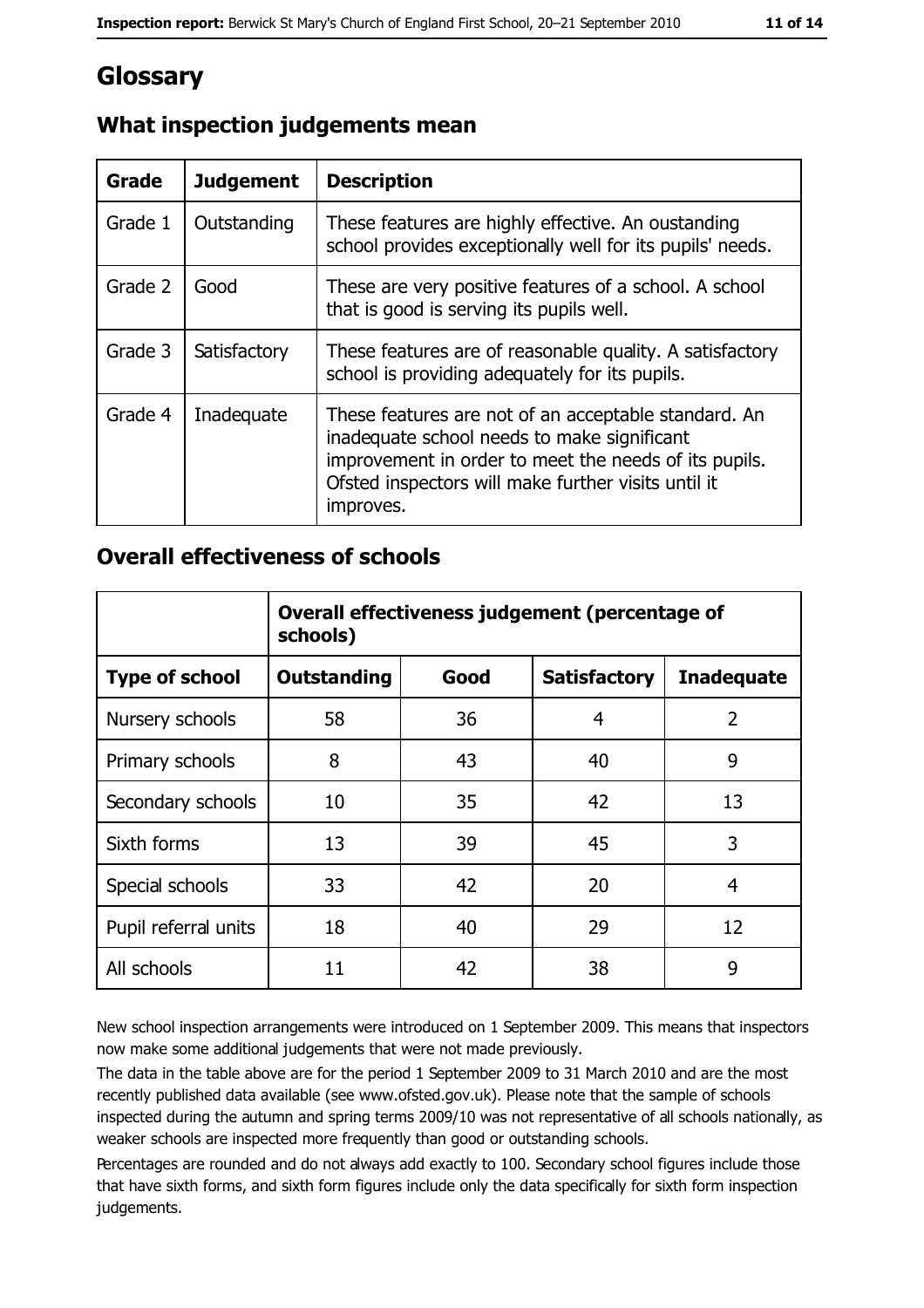# Glossary

## What inspection judgements mean

| Grade | Judgement | Description |
|---|---|---|
| Grade 1 | Outstanding | These features are highly effective. An oustanding school provides exceptionally well for its pupils' needs. |
| Grade 2 | Good | These are very positive features of a school. A school that is good is serving its pupils well. |
| Grade 3 | Satisfactory | These features are of reasonable quality. A satisfactory school is providing adequately for its pupils. |
| Grade 4 | Inadequate | These features are not of an acceptable standard. An inadequate school needs to make significant improvement in order to meet the needs of its pupils. Ofsted inspectors will make further visits until it improves. |

## Overall effectiveness of schools

| | Overall effectiveness judgement (percentage of schools) | | | |
|---|---|---|---|---|
| **Type of school** | **Outstanding** | **Good** | **Satisfactory** | **Inadequate** |
| Nursery schools | 58 | 36 | 4 | 2 |
| Primary schools | 8 | 43 | 40 | 9 |
| Secondary schools | 10 | 35 | 42 | 13 |
| Sixth forms | 13 | 39 | 45 | 3 |
| Special schools | 33 | 42 | 20 | 4 |
| Pupil referral units | 18 | 40 | 29 | 12 |
| All schools | 11 | 42 | 38 | 9 |

New school inspection arrangements were introduced on 1 September 2009. This means that inspectors now make some additional judgements that were not made previously.

The data in the table above are for the period 1 September 2009 to 31 March 2010 and are the most recently published data available (see www.ofsted.gov.uk). Please note that the sample of schools inspected during the autumn and spring terms 2009/10 was not representative of all schools nationally, as weaker schools are inspected more frequently than good or outstanding schools.

Percentages are rounded and do not always add exactly to 100. Secondary school figures include those that have sixth forms, and sixth form figures include only the data specifically for sixth form inspection judgements.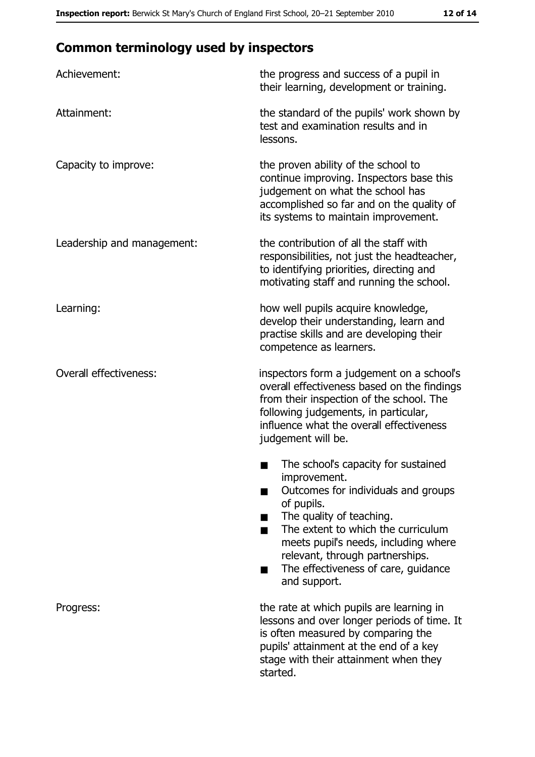## Common terminology used by inspectors

**Achievement:** the progress and success of a pupil in their learning, development or training.

**Attainment:** the standard of the pupils' work shown by test and examination results and in lessons.

**Capacity to improve:** the proven ability of the school to continue improving. Inspectors base this judgement on what the school has accomplished so far and on the quality of its systems to maintain improvement.

**Leadership and management:** the contribution of all the staff with responsibilities, not just the headteacher, to identifying priorities, directing and motivating staff and running the school.

**Learning:** how well pupils acquire knowledge, develop their understanding, learn and practise skills and are developing their competence as learners.

**Overall effectiveness:** inspectors form a judgement on a school's overall effectiveness based on the findings from their inspection of the school. The following judgements, in particular, influence what the overall effectiveness judgement will be.

- The school's capacity for sustained improvement.
- Outcomes for individuals and groups of pupils.
- The quality of teaching.
- The extent to which the curriculum meets pupil's needs, including where relevant, through partnerships.
- The effectiveness of care, guidance and support.

**Progress:** the rate at which pupils are learning in lessons and over longer periods of time. It is often measured by comparing the pupils' attainment at the end of a key stage with their attainment when they started.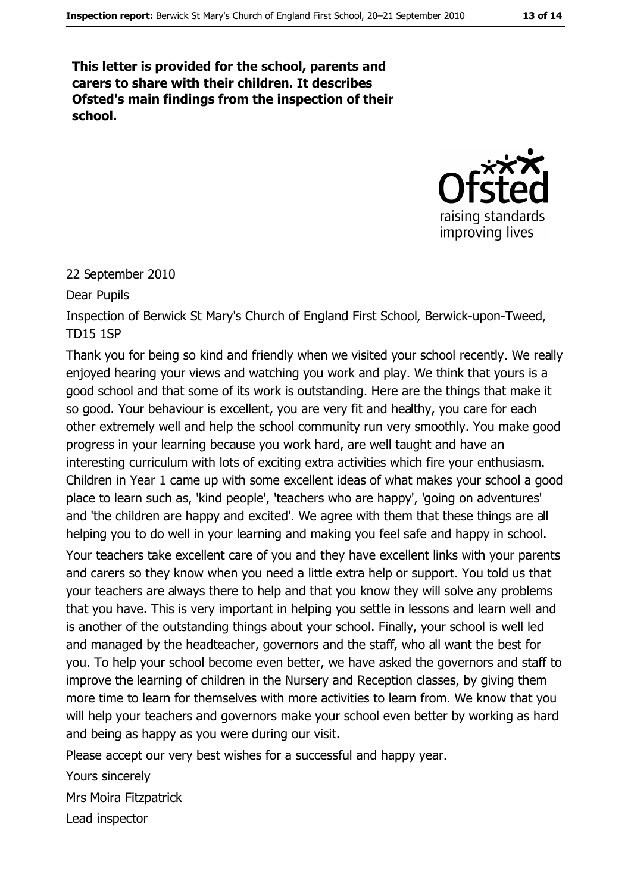**This letter is provided for the school, parents and carers to share with their children. It describes Ofsted's main findings from the inspection of their school.**

22 September 2010

Dear Pupils

Inspection of Berwick St Mary's Church of England First School, Berwick-upon-Tweed, TD15 1SP

Thank you for being so kind and friendly when we visited your school recently. We really enjoyed hearing your views and watching you work and play. We think that yours is a good school and that some of its work is outstanding. Here are the things that make it so good. Your behaviour is excellent, you are very fit and healthy, you care for each other extremely well and help the school community run very smoothly. You make good progress in your learning because you work hard, are well taught and have an interesting curriculum with lots of exciting extra activities which fire your enthusiasm. Children in Year 1 came up with some excellent ideas of what makes your school a good place to learn such as, 'kind people', 'teachers who are happy', 'going on adventures' and 'the children are happy and excited'. We agree with them that these things are all helping you to do well in your learning and making you feel safe and happy in school.

Your teachers take excellent care of you and they have excellent links with your parents and carers so they know when you need a little extra help or support. You told us that your teachers are always there to help and that you know they will solve any problems that you have. This is very important in helping you settle in lessons and learn well and is another of the outstanding things about your school. Finally, your school is well led and managed by the headteacher, governors and the staff, who all want the best for you. To help your school become even better, we have asked the governors and staff to improve the learning of children in the Nursery and Reception classes, by giving them more time to learn for themselves with more activities to learn from. We know that you will help your teachers and governors make your school even better by working as hard and being as happy as you were during our visit.

Please accept our very best wishes for a successful and happy year.

Yours sincerely

Mrs Moira Fitzpatrick

Lead inspector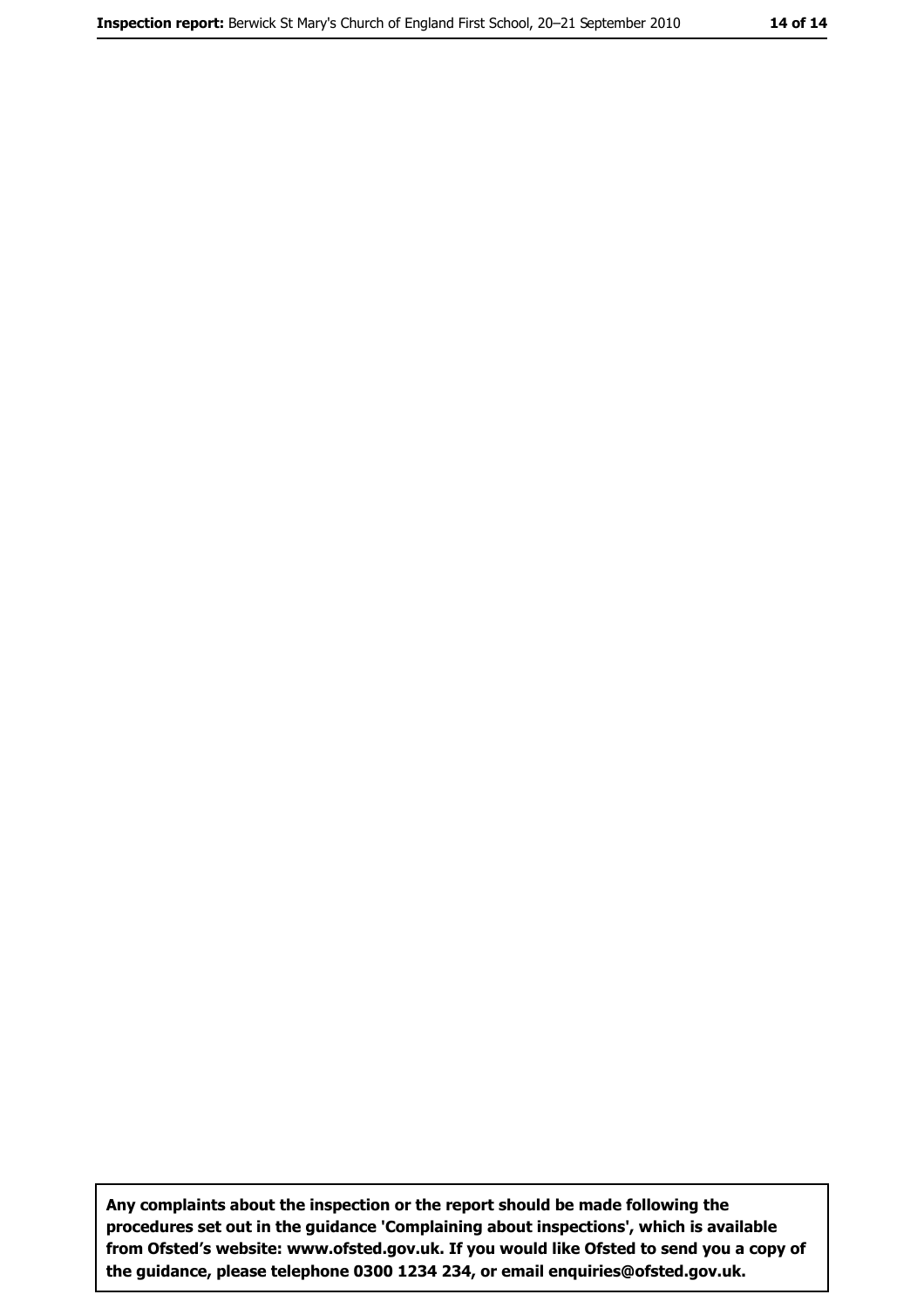**Any complaints about the inspection or the report should be made following the procedures set out in the guidance 'Complaining about inspections', which is available from Ofsted's website: www.ofsted.gov.uk. If you would like Ofsted to send you a copy of the guidance, please telephone 0300 1234 234, or email enquiries@ofsted.gov.uk.**